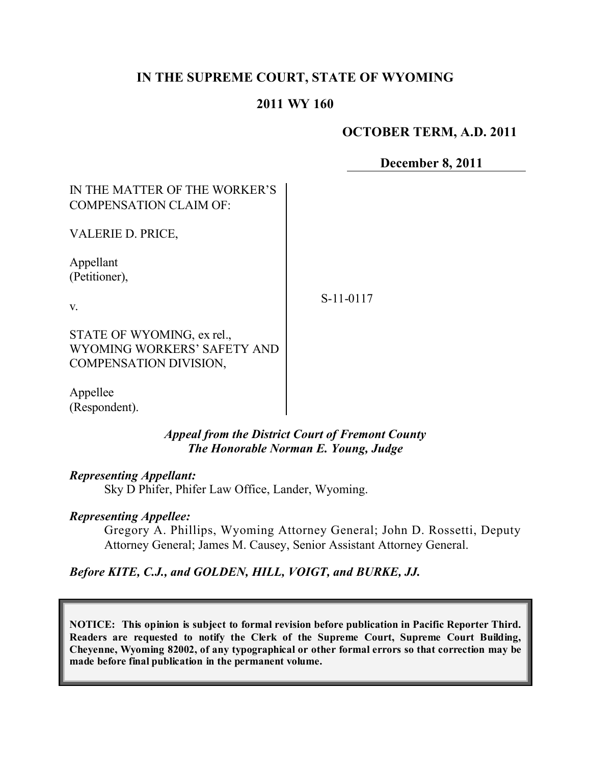# IN THE SUPREME COURT, STATE OF WYOMING

## 2011 WY 160

**OCTOBER TERM, A.D. 2011**

**December 8, 2011**

IN THE MATTER OF THE WORKER'S COMPENSATION CLAIM OF:

VALERIE D. PRICE,

Appellant (Petitioner),

v.

STATE OF WYOMING, ex rel., WYOMING WORKERS' SAFETY AND COMPENSATION DIVISION,

Appellee (Respondent).

S-11-0117

*Appeal from the District Court of Fremont County*
*The Honorable Norman E. Young, Judge*

***Representing Appellant:***
Sky D Phifer, Phifer Law Office, Lander, Wyoming.

***Representing Appellee:***
Gregory A. Phillips, Wyoming Attorney General; John D. Rossetti, Deputy Attorney General; James M. Causey, Senior Assistant Attorney General.

***Before KITE, C.J., and GOLDEN, HILL, VOIGT, and BURKE, JJ.***

**NOTICE: This opinion is subject to formal revision before publication in Pacific Reporter Third. Readers are requested to notify the Clerk of the Supreme Court, Supreme Court Building, Cheyenne, Wyoming 82002, of any typographical or other formal errors so that correction may be made before final publication in the permanent volume.**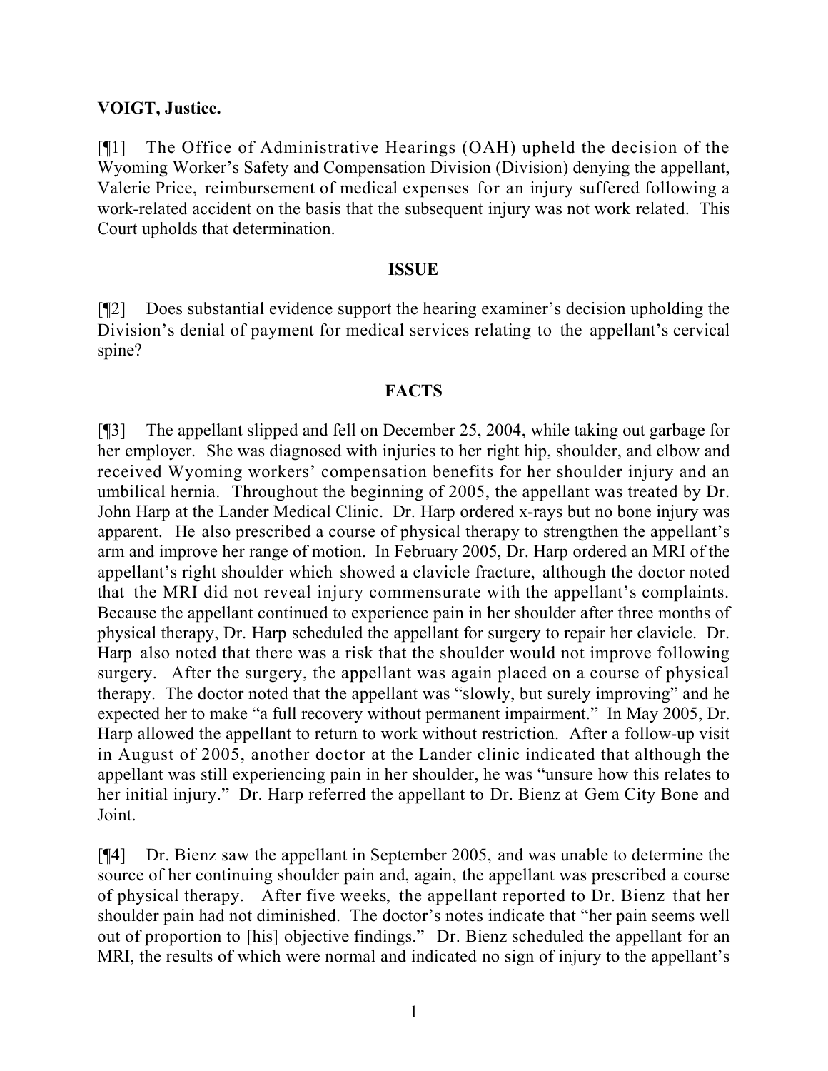**VOIGT, Justice.**

[¶1] The Office of Administrative Hearings (OAH) upheld the decision of the Wyoming Worker's Safety and Compensation Division (Division) denying the appellant, Valerie Price, reimbursement of medical expenses for an injury suffered following a work-related accident on the basis that the subsequent injury was not work related. This Court upholds that determination.

## ISSUE

[¶2] Does substantial evidence support the hearing examiner's decision upholding the Division's denial of payment for medical services relating to the appellant's cervical spine?

## FACTS

[¶3] The appellant slipped and fell on December 25, 2004, while taking out garbage for her employer. She was diagnosed with injuries to her right hip, shoulder, and elbow and received Wyoming workers' compensation benefits for her shoulder injury and an umbilical hernia. Throughout the beginning of 2005, the appellant was treated by Dr. John Harp at the Lander Medical Clinic. Dr. Harp ordered x-rays but no bone injury was apparent. He also prescribed a course of physical therapy to strengthen the appellant's arm and improve her range of motion. In February 2005, Dr. Harp ordered an MRI of the appellant's right shoulder which showed a clavicle fracture, although the doctor noted that the MRI did not reveal injury commensurate with the appellant's complaints. Because the appellant continued to experience pain in her shoulder after three months of physical therapy, Dr. Harp scheduled the appellant for surgery to repair her clavicle. Dr. Harp also noted that there was a risk that the shoulder would not improve following surgery. After the surgery, the appellant was again placed on a course of physical therapy. The doctor noted that the appellant was "slowly, but surely improving" and he expected her to make "a full recovery without permanent impairment." In May 2005, Dr. Harp allowed the appellant to return to work without restriction. After a follow-up visit in August of 2005, another doctor at the Lander clinic indicated that although the appellant was still experiencing pain in her shoulder, he was "unsure how this relates to her initial injury." Dr. Harp referred the appellant to Dr. Bienz at Gem City Bone and Joint.

[¶4] Dr. Bienz saw the appellant in September 2005, and was unable to determine the source of her continuing shoulder pain and, again, the appellant was prescribed a course of physical therapy. After five weeks, the appellant reported to Dr. Bienz that her shoulder pain had not diminished. The doctor's notes indicate that "her pain seems well out of proportion to [his] objective findings." Dr. Bienz scheduled the appellant for an MRI, the results of which were normal and indicated no sign of injury to the appellant's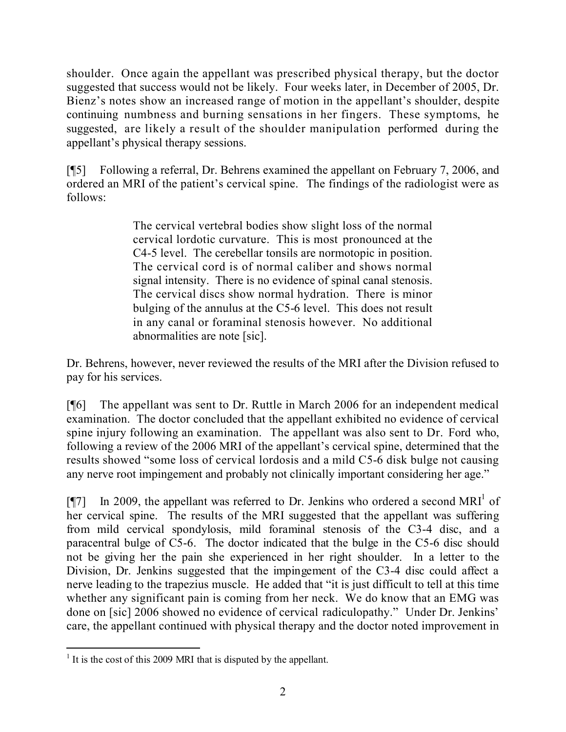shoulder. Once again the appellant was prescribed physical therapy, but the doctor suggested that success would not be likely. Four weeks later, in December of 2005, Dr. Bienz's notes show an increased range of motion in the appellant's shoulder, despite continuing numbness and burning sensations in her fingers. These symptoms, he suggested, are likely a result of the shoulder manipulation performed during the appellant's physical therapy sessions.

[¶5] Following a referral, Dr. Behrens examined the appellant on February 7, 2006, and ordered an MRI of the patient's cervical spine. The findings of the radiologist were as follows:

> The cervical vertebral bodies show slight loss of the normal cervical lordotic curvature. This is most pronounced at the C4-5 level. The cerebellar tonsils are normotopic in position. The cervical cord is of normal caliber and shows normal signal intensity. There is no evidence of spinal canal stenosis. The cervical discs show normal hydration. There is minor bulging of the annulus at the C5-6 level. This does not result in any canal or foraminal stenosis however. No additional abnormalities are note [sic].

Dr. Behrens, however, never reviewed the results of the MRI after the Division refused to pay for his services.

[¶6] The appellant was sent to Dr. Ruttle in March 2006 for an independent medical examination. The doctor concluded that the appellant exhibited no evidence of cervical spine injury following an examination. The appellant was also sent to Dr. Ford who, following a review of the 2006 MRI of the appellant's cervical spine, determined that the results showed "some loss of cervical lordosis and a mild C5-6 disk bulge not causing any nerve root impingement and probably not clinically important considering her age."

[¶7] In 2009, the appellant was referred to Dr. Jenkins who ordered a second MRI[1] of her cervical spine. The results of the MRI suggested that the appellant was suffering from mild cervical spondylosis, mild foraminal stenosis of the C3-4 disc, and a paracentral bulge of C5-6. The doctor indicated that the bulge in the C5-6 disc should not be giving her the pain she experienced in her right shoulder. In a letter to the Division, Dr. Jenkins suggested that the impingement of the C3-4 disc could affect a nerve leading to the trapezius muscle. He added that "it is just difficult to tell at this time whether any significant pain is coming from her neck. We do know that an EMG was done on [sic] 2006 showed no evidence of cervical radiculopathy." Under Dr. Jenkins' care, the appellant continued with physical therapy and the doctor noted improvement in

[1] It is the cost of this 2009 MRI that is disputed by the appellant.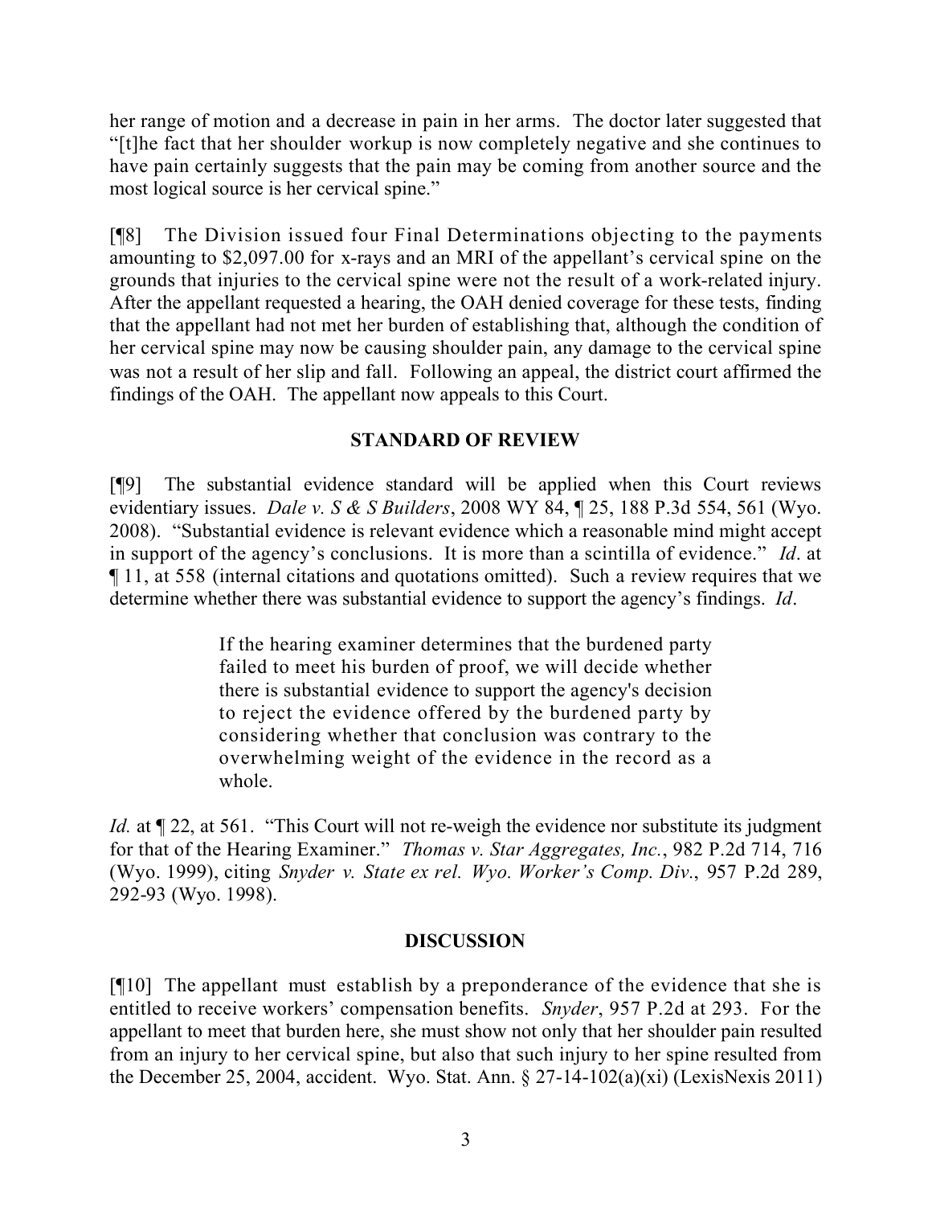her range of motion and a decrease in pain in her arms. The doctor later suggested that "[t]he fact that her shoulder workup is now completely negative and she continues to have pain certainly suggests that the pain may be coming from another source and the most logical source is her cervical spine."

[¶8] The Division issued four Final Determinations objecting to the payments amounting to $2,097.00 for x-rays and an MRI of the appellant's cervical spine on the grounds that injuries to the cervical spine were not the result of a work-related injury. After the appellant requested a hearing, the OAH denied coverage for these tests, finding that the appellant had not met her burden of establishing that, although the condition of her cervical spine may now be causing shoulder pain, any damage to the cervical spine was not a result of her slip and fall. Following an appeal, the district court affirmed the findings of the OAH. The appellant now appeals to this Court.

## STANDARD OF REVIEW

[¶9] The substantial evidence standard will be applied when this Court reviews evidentiary issues. *Dale v. S & S Builders*, 2008 WY 84, ¶ 25, 188 P.3d 554, 561 (Wyo. 2008). "Substantial evidence is relevant evidence which a reasonable mind might accept in support of the agency's conclusions. It is more than a scintilla of evidence." *Id*. at ¶ 11, at 558 (internal citations and quotations omitted). Such a review requires that we determine whether there was substantial evidence to support the agency's findings. *Id*.

> If the hearing examiner determines that the burdened party failed to meet his burden of proof, we will decide whether there is substantial evidence to support the agency's decision to reject the evidence offered by the burdened party by considering whether that conclusion was contrary to the overwhelming weight of the evidence in the record as a whole.

*Id.* at ¶ 22, at 561. "This Court will not re-weigh the evidence nor substitute its judgment for that of the Hearing Examiner." *Thomas v. Star Aggregates, Inc.*, 982 P.2d 714, 716 (Wyo. 1999), citing *Snyder v. State ex rel. Wyo. Worker's Comp. Div.*, 957 P.2d 289, 292-93 (Wyo. 1998).

## DISCUSSION

[¶10] The appellant must establish by a preponderance of the evidence that she is entitled to receive workers' compensation benefits. *Snyder*, 957 P.2d at 293. For the appellant to meet that burden here, she must show not only that her shoulder pain resulted from an injury to her cervical spine, but also that such injury to her spine resulted from the December 25, 2004, accident. Wyo. Stat. Ann. § 27-14-102(a)(xi) (LexisNexis 2011)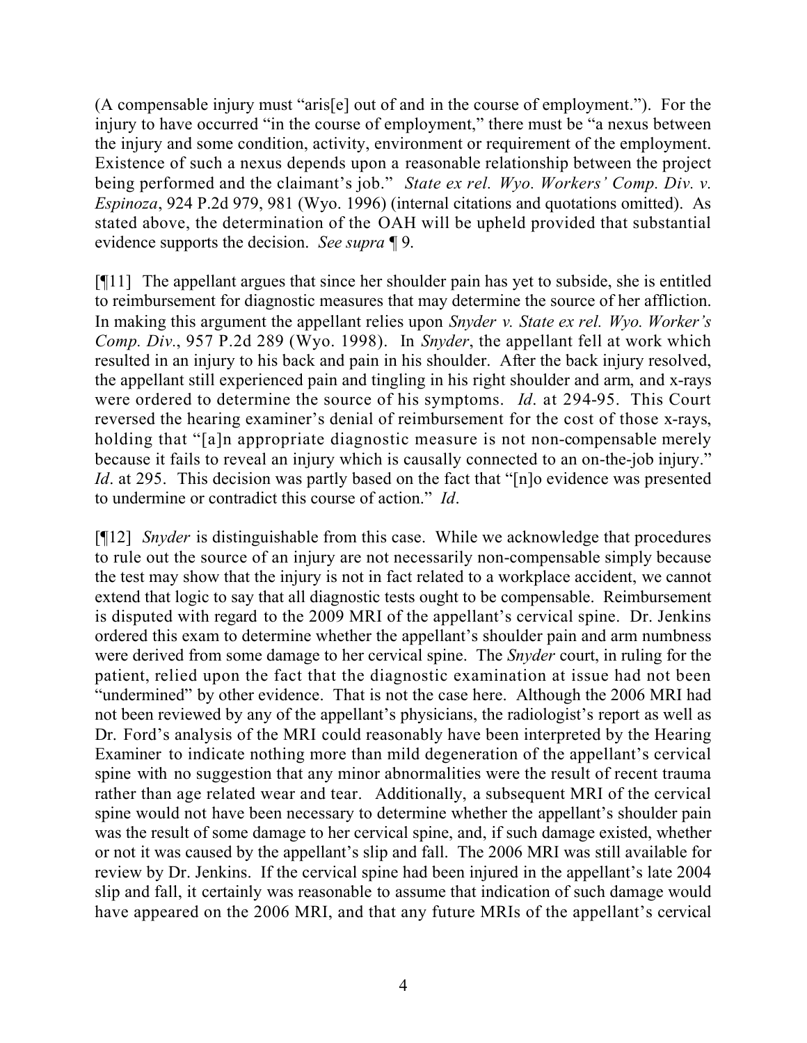(A compensable injury must "aris[e] out of and in the course of employment."). For the injury to have occurred "in the course of employment," there must be "a nexus between the injury and some condition, activity, environment or requirement of the employment. Existence of such a nexus depends upon a reasonable relationship between the project being performed and the claimant's job." *State ex rel. Wyo. Workers' Comp. Div. v. Espinoza*, 924 P.2d 979, 981 (Wyo. 1996) (internal citations and quotations omitted). As stated above, the determination of the OAH will be upheld provided that substantial evidence supports the decision. *See supra* ¶ 9.

[¶11] The appellant argues that since her shoulder pain has yet to subside, she is entitled to reimbursement for diagnostic measures that may determine the source of her affliction. In making this argument the appellant relies upon *Snyder v. State ex rel. Wyo. Worker's Comp. Div*., 957 P.2d 289 (Wyo. 1998). In *Snyder*, the appellant fell at work which resulted in an injury to his back and pain in his shoulder. After the back injury resolved, the appellant still experienced pain and tingling in his right shoulder and arm, and x-rays were ordered to determine the source of his symptoms. *Id*. at 294-95. This Court reversed the hearing examiner's denial of reimbursement for the cost of those x-rays, holding that "[a]n appropriate diagnostic measure is not non-compensable merely because it fails to reveal an injury which is causally connected to an on-the-job injury." *Id*. at 295. This decision was partly based on the fact that "[n]o evidence was presented to undermine or contradict this course of action." *Id*.

[¶12] *Snyder* is distinguishable from this case. While we acknowledge that procedures to rule out the source of an injury are not necessarily non-compensable simply because the test may show that the injury is not in fact related to a workplace accident, we cannot extend that logic to say that all diagnostic tests ought to be compensable. Reimbursement is disputed with regard to the 2009 MRI of the appellant's cervical spine. Dr. Jenkins ordered this exam to determine whether the appellant's shoulder pain and arm numbness were derived from some damage to her cervical spine. The *Snyder* court, in ruling for the patient, relied upon the fact that the diagnostic examination at issue had not been "undermined" by other evidence. That is not the case here. Although the 2006 MRI had not been reviewed by any of the appellant's physicians, the radiologist's report as well as Dr. Ford's analysis of the MRI could reasonably have been interpreted by the Hearing Examiner to indicate nothing more than mild degeneration of the appellant's cervical spine with no suggestion that any minor abnormalities were the result of recent trauma rather than age related wear and tear. Additionally, a subsequent MRI of the cervical spine would not have been necessary to determine whether the appellant's shoulder pain was the result of some damage to her cervical spine, and, if such damage existed, whether or not it was caused by the appellant's slip and fall. The 2006 MRI was still available for review by Dr. Jenkins. If the cervical spine had been injured in the appellant's late 2004 slip and fall, it certainly was reasonable to assume that indication of such damage would have appeared on the 2006 MRI, and that any future MRIs of the appellant's cervical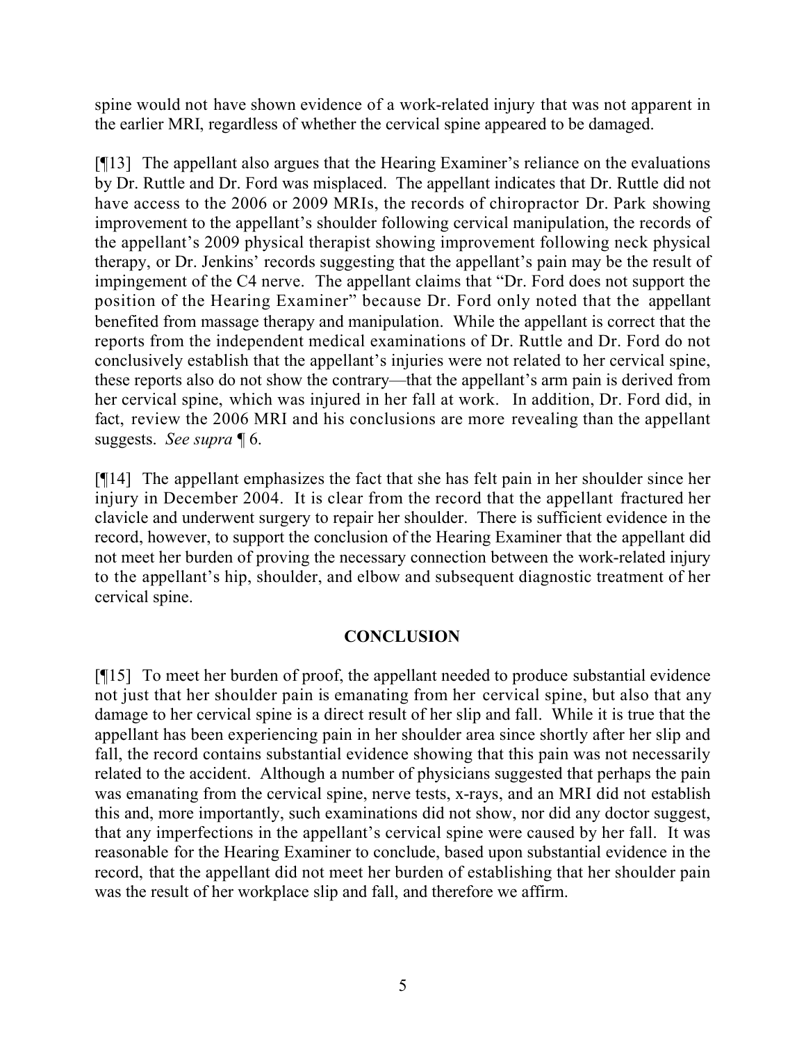spine would not have shown evidence of a work-related injury that was not apparent in the earlier MRI, regardless of whether the cervical spine appeared to be damaged.

[¶13] The appellant also argues that the Hearing Examiner's reliance on the evaluations by Dr. Ruttle and Dr. Ford was misplaced. The appellant indicates that Dr. Ruttle did not have access to the 2006 or 2009 MRIs, the records of chiropractor Dr. Park showing improvement to the appellant's shoulder following cervical manipulation, the records of the appellant's 2009 physical therapist showing improvement following neck physical therapy, or Dr. Jenkins' records suggesting that the appellant's pain may be the result of impingement of the C4 nerve. The appellant claims that "Dr. Ford does not support the position of the Hearing Examiner" because Dr. Ford only noted that the appellant benefited from massage therapy and manipulation. While the appellant is correct that the reports from the independent medical examinations of Dr. Ruttle and Dr. Ford do not conclusively establish that the appellant's injuries were not related to her cervical spine, these reports also do not show the contrary—that the appellant's arm pain is derived from her cervical spine, which was injured in her fall at work. In addition, Dr. Ford did, in fact, review the 2006 MRI and his conclusions are more revealing than the appellant suggests. *See supra* ¶ 6.

[¶14] The appellant emphasizes the fact that she has felt pain in her shoulder since her injury in December 2004. It is clear from the record that the appellant fractured her clavicle and underwent surgery to repair her shoulder. There is sufficient evidence in the record, however, to support the conclusion of the Hearing Examiner that the appellant did not meet her burden of proving the necessary connection between the work-related injury to the appellant's hip, shoulder, and elbow and subsequent diagnostic treatment of her cervical spine.

## CONCLUSION

[¶15] To meet her burden of proof, the appellant needed to produce substantial evidence not just that her shoulder pain is emanating from her cervical spine, but also that any damage to her cervical spine is a direct result of her slip and fall. While it is true that the appellant has been experiencing pain in her shoulder area since shortly after her slip and fall, the record contains substantial evidence showing that this pain was not necessarily related to the accident. Although a number of physicians suggested that perhaps the pain was emanating from the cervical spine, nerve tests, x-rays, and an MRI did not establish this and, more importantly, such examinations did not show, nor did any doctor suggest, that any imperfections in the appellant's cervical spine were caused by her fall. It was reasonable for the Hearing Examiner to conclude, based upon substantial evidence in the record, that the appellant did not meet her burden of establishing that her shoulder pain was the result of her workplace slip and fall, and therefore we affirm.